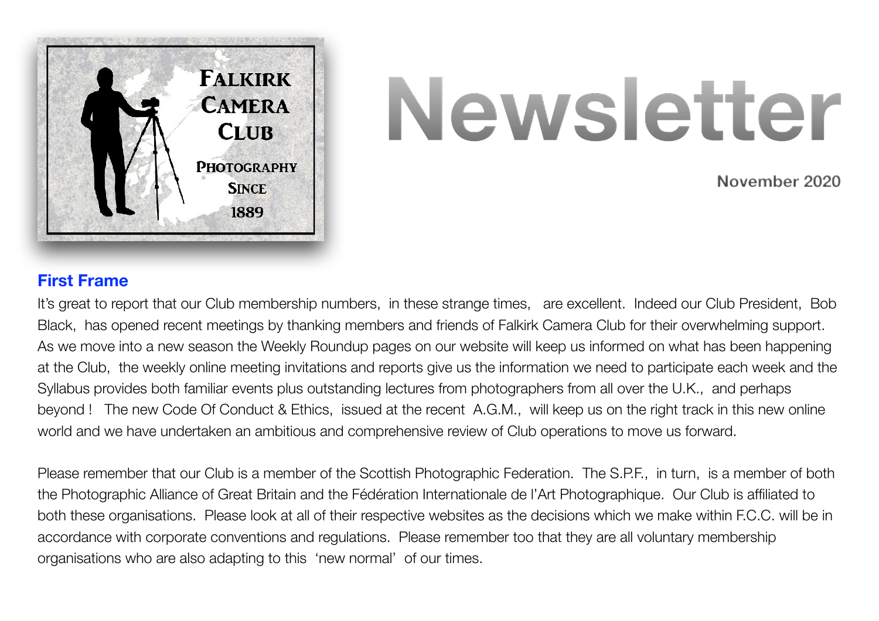# Newsletter

November 2020

## First Frame

It's great to report that our Club membership numbers, in these strange times, are excellent. Indeed our Club President, Bob Black, has opened recent meetings by thanking members and friends of Falkirk Camera Club for their overwhelming support. As we move into a new season the Weekly Roundup pages on our website will keep us informed on what has been happening at the Club, the weekly online meeting invitations and reports give us the information we need to participate each week and the Syllabus provides both familiar events plus outstanding lectures from photographers from all over the U.K., and perhaps beyond ! The new Code Of Conduct & Ethics, issued at the recent A.G.M., will keep us on the right track in this new online world and we have undertaken an ambitious and comprehensive review of Club operations to move us forward.

Please remember that our Club is a member of the Scottish Photographic Federation. The S.P.F., in turn, is a member of both the Photographic Alliance of Great Britain and the Fédération Internationale de l'Art Photographique. Our Club is affiliated to both these organisations. Please look at all of their respective websites as the decisions which we make within F.C.C. will be in accordance with corporate conventions and regulations. Please remember too that they are all voluntary membership organisations who are also adapting to this 'new normal' of our times.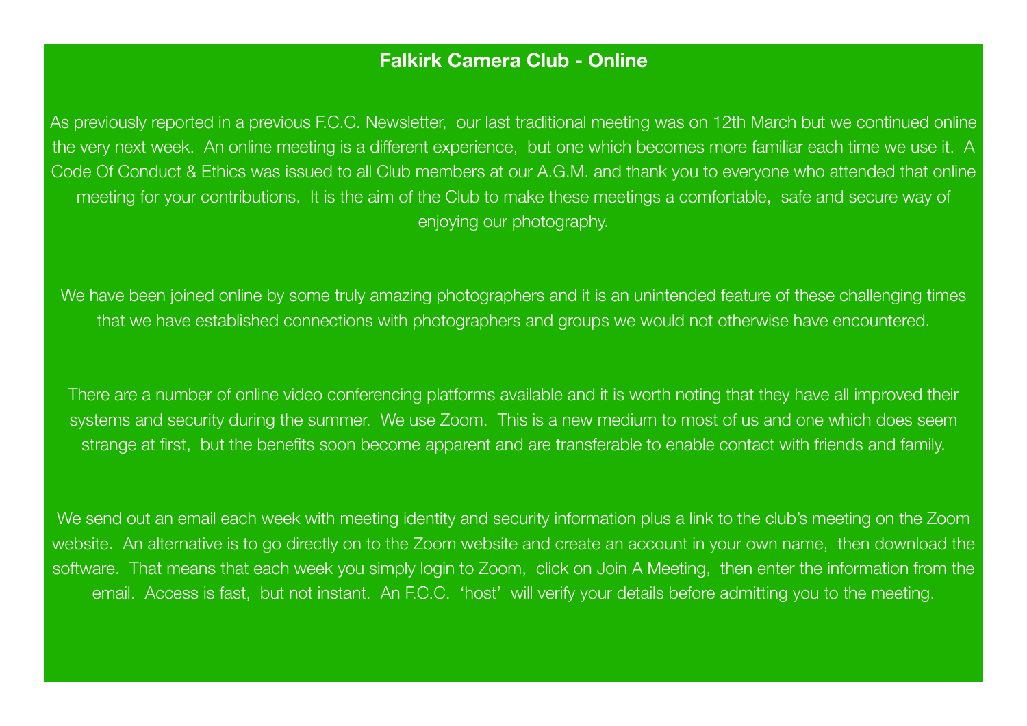# Falkirk Camera Club - Online

As previously reported in a previous F.C.C. Newsletter, our last traditional meeting was on 12th March but we continued online the very next week. An online meeting is a different experience, but one which becomes more familiar each time we use it. A Code Of Conduct & Ethics was issued to all Club members at our A.G.M. and thank you to everyone who attended that online meeting for your contributions. It is the aim of the Club to make these meetings a comfortable, safe and secure way of enjoying our photography.

We have been joined online by some truly amazing photographers and it is an unintended feature of these challenging times that we have established connections with photographers and groups we would not otherwise have encountered.

There are a number of online video conferencing platforms available and it is worth noting that they have all improved their systems and security during the summer. We use Zoom. This is a new medium to most of us and one which does seem strange at first, but the benefits soon become apparent and are transferable to enable contact with friends and family.

We send out an email each week with meeting identity and security information plus a link to the club's meeting on the Zoom website. An alternative is to go directly on to the Zoom website and create an account in your own name, then download the software. That means that each week you simply login to Zoom, click on Join A Meeting, then enter the information from the email. Access is fast, but not instant. An F.C.C. 'host' will verify your details before admitting you to the meeting.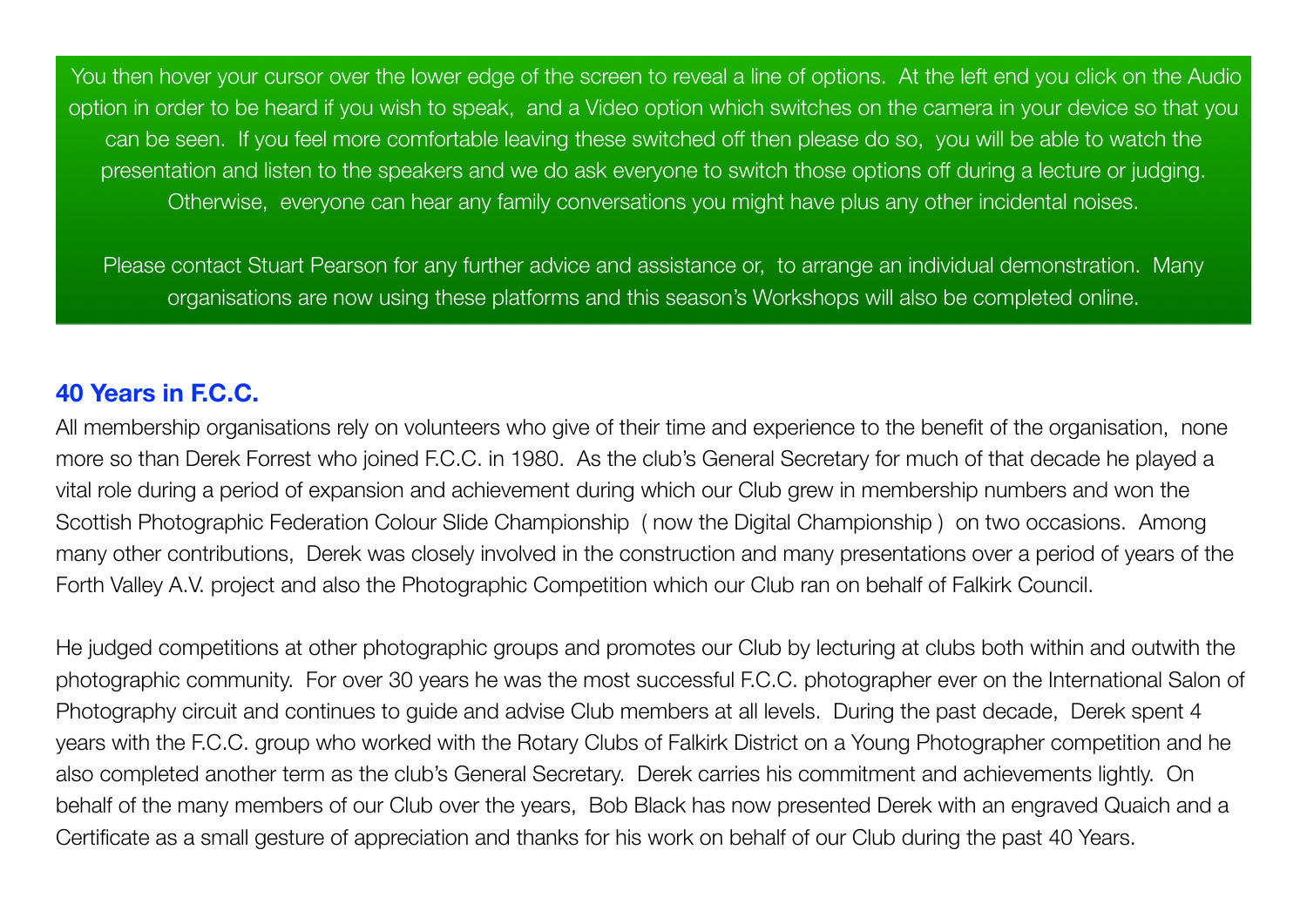You then hover your cursor over the lower edge of the screen to reveal a line of options. At the left end you click on the Audio option in order to be heard if you wish to speak, and a Video option which switches on the camera in your device so that you can be seen. If you feel more comfortable leaving these switched off then please do so, you will be able to watch the presentation and listen to the speakers and we do ask everyone to switch those options off during a lecture or judging. Otherwise, everyone can hear any family conversations you might have plus any other incidental noises.

Please contact Stuart Pearson for any further advice and assistance or, to arrange an individual demonstration. Many organisations are now using these platforms and this season's Workshops will also be completed online.

## 40 Years in F.C.C.

All membership organisations rely on volunteers who give of their time and experience to the benefit of the organisation, none more so than Derek Forrest who joined F.C.C. in 1980. As the club's General Secretary for much of that decade he played a vital role during a period of expansion and achievement during which our Club grew in membership numbers and won the Scottish Photographic Federation Colour Slide Championship ( now the Digital Championship ) on two occasions. Among many other contributions, Derek was closely involved in the construction and many presentations over a period of years of the Forth Valley A.V. project and also the Photographic Competition which our Club ran on behalf of Falkirk Council.

He judged competitions at other photographic groups and promotes our Club by lecturing at clubs both within and outwith the photographic community. For over 30 years he was the most successful F.C.C. photographer ever on the International Salon of Photography circuit and continues to guide and advise Club members at all levels. During the past decade, Derek spent 4 years with the F.C.C. group who worked with the Rotary Clubs of Falkirk District on a Young Photographer competition and he also completed another term as the club's General Secretary. Derek carries his commitment and achievements lightly. On behalf of the many members of our Club over the years, Bob Black has now presented Derek with an engraved Quaich and a Certificate as a small gesture of appreciation and thanks for his work on behalf of our Club during the past 40 Years.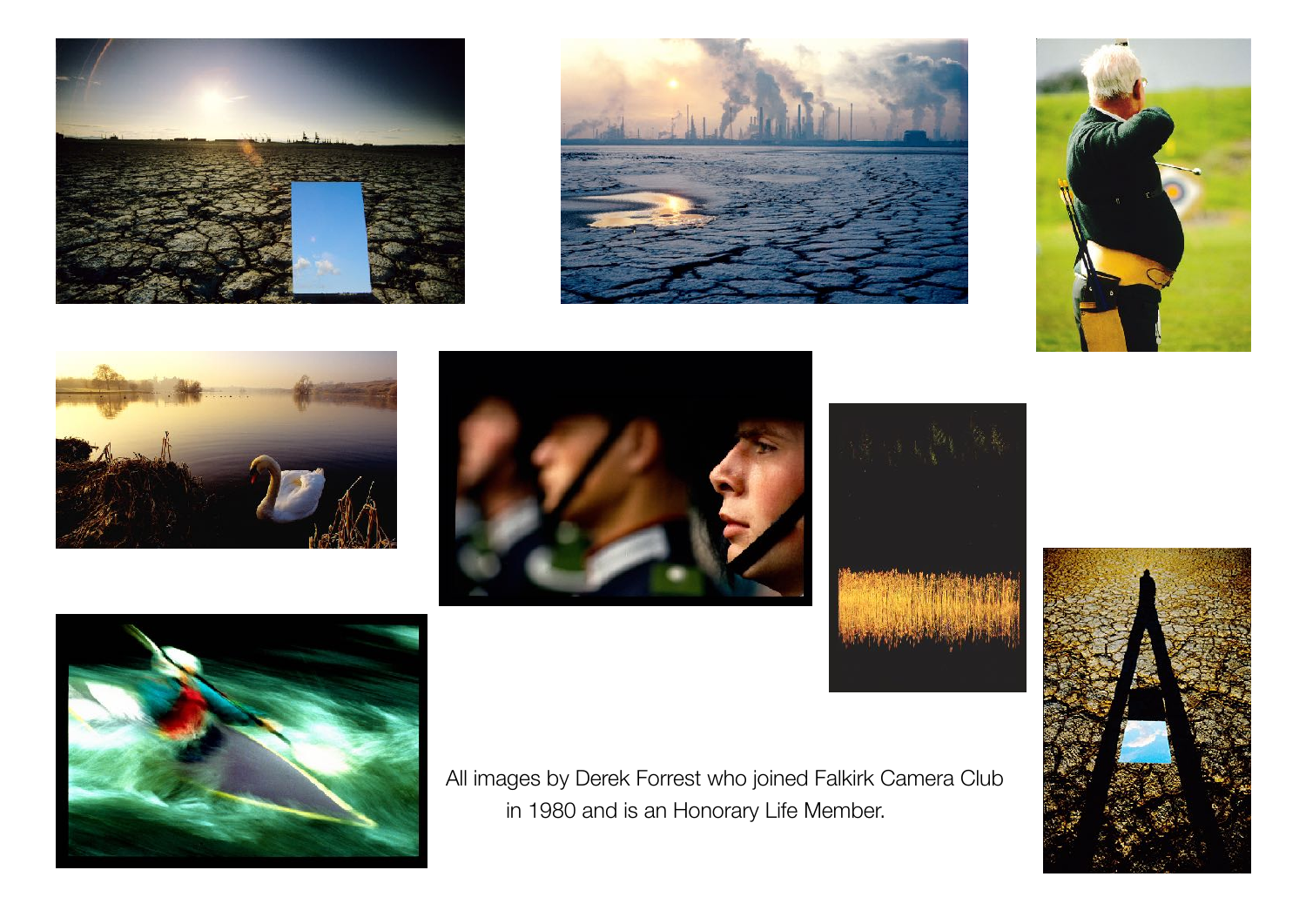All images by Derek Forrest who joined Falkirk Camera Club in 1980 and is an Honorary Life Member.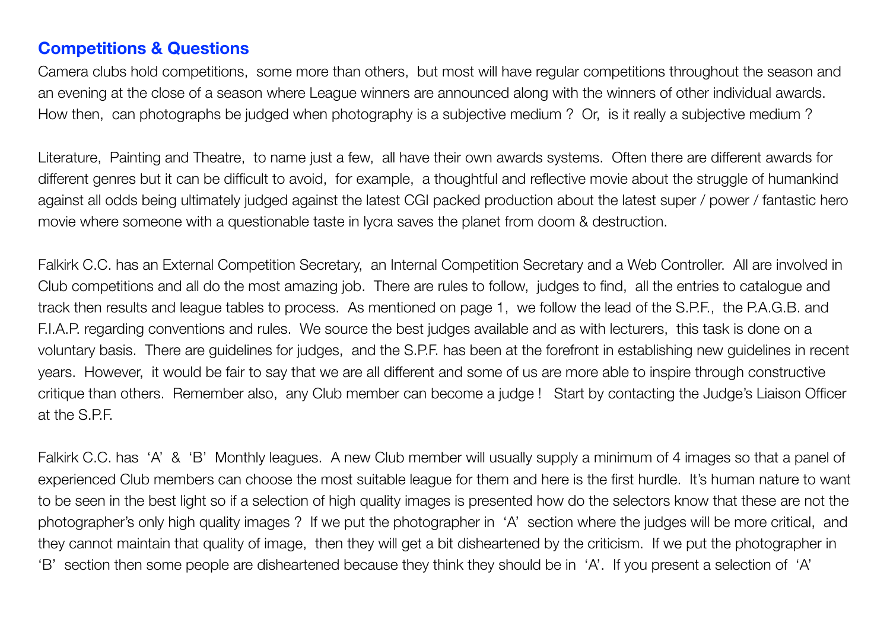## Competitions & Questions

Camera clubs hold competitions, some more than others, but most will have regular competitions throughout the season and an evening at the close of a season where League winners are announced along with the winners of other individual awards. How then, can photographs be judged when photography is a subjective medium ? Or, is it really a subjective medium ?

Literature, Painting and Theatre, to name just a few, all have their own awards systems. Often there are different awards for different genres but it can be difficult to avoid, for example, a thoughtful and reflective movie about the struggle of humankind against all odds being ultimately judged against the latest CGI packed production about the latest super / power / fantastic hero movie where someone with a questionable taste in lycra saves the planet from doom & destruction.

Falkirk C.C. has an External Competition Secretary, an Internal Competition Secretary and a Web Controller. All are involved in Club competitions and all do the most amazing job. There are rules to follow, judges to find, all the entries to catalogue and track then results and league tables to process. As mentioned on page 1, we follow the lead of the S.P.F., the P.A.G.B. and F.I.A.P. regarding conventions and rules. We source the best judges available and as with lecturers, this task is done on a voluntary basis. There are guidelines for judges, and the S.P.F. has been at the forefront in establishing new guidelines in recent years. However, it would be fair to say that we are all different and some of us are more able to inspire through constructive critique than others. Remember also, any Club member can become a judge ! Start by contacting the Judge's Liaison Officer at the S.P.F.

Falkirk C.C. has 'A' & 'B' Monthly leagues. A new Club member will usually supply a minimum of 4 images so that a panel of experienced Club members can choose the most suitable league for them and here is the first hurdle. It's human nature to want to be seen in the best light so if a selection of high quality images is presented how do the selectors know that these are not the photographer's only high quality images ? If we put the photographer in 'A' section where the judges will be more critical, and they cannot maintain that quality of image, then they will get a bit disheartened by the criticism. If we put the photographer in 'B' section then some people are disheartened because they think they should be in 'A'. If you present a selection of 'A'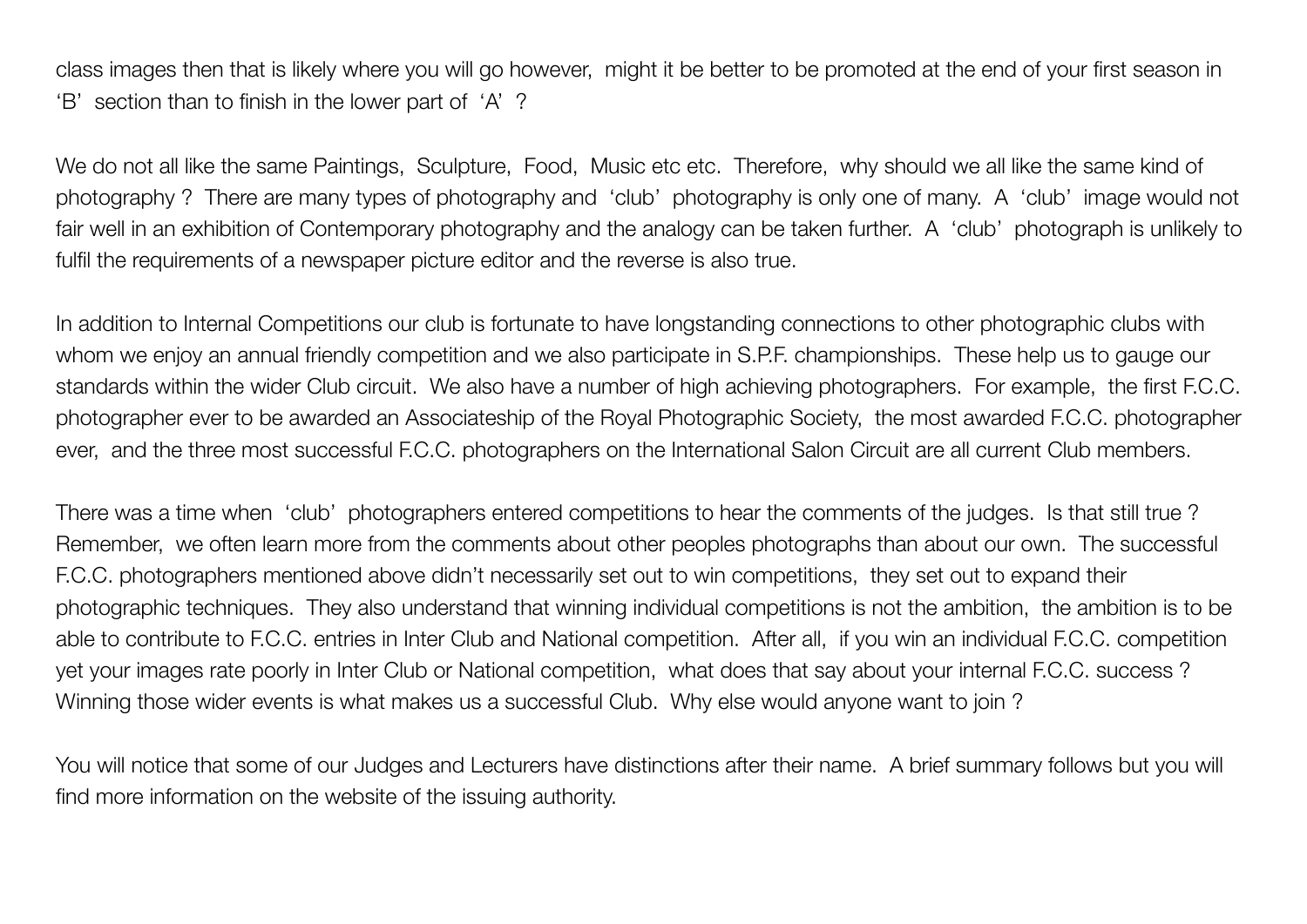class images then that is likely where you will go however, might it be better to be promoted at the end of your first season in 'B' section than to finish in the lower part of 'A' ?

We do not all like the same Paintings, Sculpture, Food, Music etc etc. Therefore, why should we all like the same kind of photography ? There are many types of photography and 'club' photography is only one of many. A 'club' image would not fair well in an exhibition of Contemporary photography and the analogy can be taken further. A 'club' photograph is unlikely to fulfil the requirements of a newspaper picture editor and the reverse is also true.

In addition to Internal Competitions our club is fortunate to have longstanding connections to other photographic clubs with whom we enjoy an annual friendly competition and we also participate in S.P.F. championships. These help us to gauge our standards within the wider Club circuit. We also have a number of high achieving photographers. For example, the first F.C.C. photographer ever to be awarded an Associateship of the Royal Photographic Society, the most awarded F.C.C. photographer ever, and the three most successful F.C.C. photographers on the International Salon Circuit are all current Club members.

There was a time when 'club' photographers entered competitions to hear the comments of the judges. Is that still true ? Remember, we often learn more from the comments about other peoples photographs than about our own. The successful F.C.C. photographers mentioned above didn't necessarily set out to win competitions, they set out to expand their photographic techniques. They also understand that winning individual competitions is not the ambition, the ambition is to be able to contribute to F.C.C. entries in Inter Club and National competition. After all, if you win an individual F.C.C. competition yet your images rate poorly in Inter Club or National competition, what does that say about your internal F.C.C. success ? Winning those wider events is what makes us a successful Club. Why else would anyone want to join ?

You will notice that some of our Judges and Lecturers have distinctions after their name. A brief summary follows but you will find more information on the website of the issuing authority.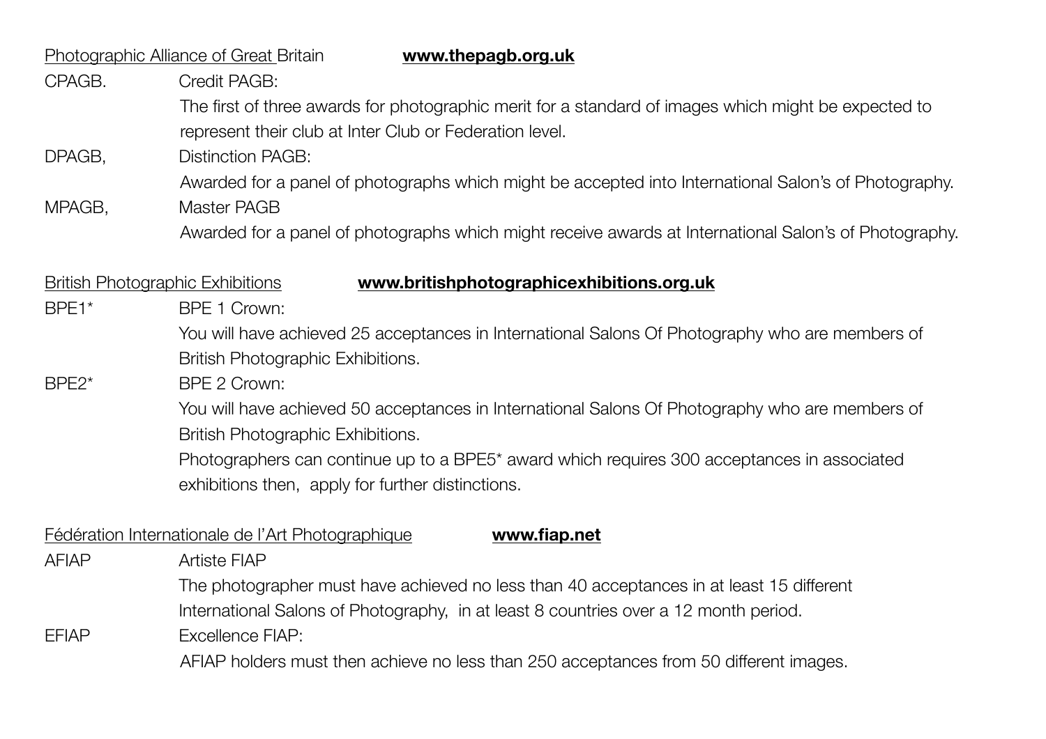<u>Photographic Alliance of Great Britain</u> **www.thepagb.org.uk**

CPAGB. Credit PAGB:
The first of three awards for photographic merit for a standard of images which might be expected to represent their club at Inter Club or Federation level.

DPAGB, Distinction PAGB:
Awarded for a panel of photographs which might be accepted into International Salon's of Photography.

MPAGB, Master PAGB
Awarded for a panel of photographs which might receive awards at International Salon's of Photography.

<u>British Photographic Exhibitions</u> **www.britishphotographicexhibitions.org.uk**

BPE1* BPE 1 Crown:
You will have achieved 25 acceptances in International Salons Of Photography who are members of British Photographic Exhibitions.

BPE2* BPE 2 Crown:
You will have achieved 50 acceptances in International Salons Of Photography who are members of British Photographic Exhibitions.
Photographers can continue up to a BPE5* award which requires 300 acceptances in associated exhibitions then, apply for further distinctions.

<u>Fédération Internationale de l'Art Photographique</u> **www.fiap.net**

AFIAP Artiste FIAP
The photographer must have achieved no less than 40 acceptances in at least 15 different International Salons of Photography, in at least 8 countries over a 12 month period.

EFIAP Excellence FIAP:
AFIAP holders must then achieve no less than 250 acceptances from 50 different images.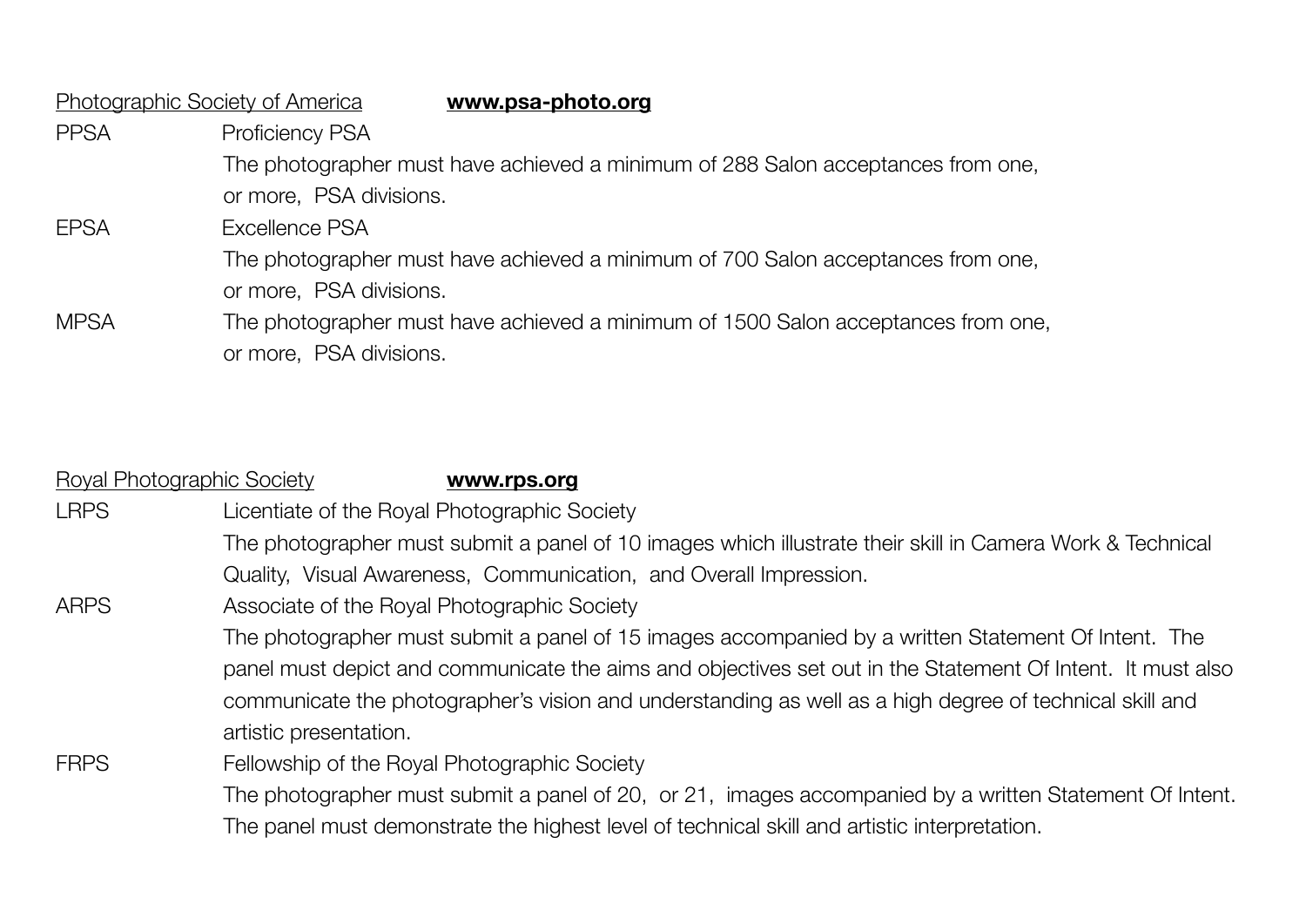Photographic Society of America **www.psa-photo.org**

**PPSA** Proficiency PSA

The photographer must have achieved a minimum of 288 Salon acceptances from one, or more, PSA divisions.

**EPSA** Excellence PSA

The photographer must have achieved a minimum of 700 Salon acceptances from one, or more, PSA divisions.

**MPSA** The photographer must have achieved a minimum of 1500 Salon acceptances from one, or more, PSA divisions.

Royal Photographic Society **www.rps.org**

**LRPS** Licentiate of the Royal Photographic Society

The photographer must submit a panel of 10 images which illustrate their skill in Camera Work & Technical Quality, Visual Awareness, Communication, and Overall Impression.

**ARPS** Associate of the Royal Photographic Society

The photographer must submit a panel of 15 images accompanied by a written Statement Of Intent. The panel must depict and communicate the aims and objectives set out in the Statement Of Intent. It must also communicate the photographer's vision and understanding as well as a high degree of technical skill and artistic presentation.

**FRPS** Fellowship of the Royal Photographic Society

The photographer must submit a panel of 20, or 21, images accompanied by a written Statement Of Intent. The panel must demonstrate the highest level of technical skill and artistic interpretation.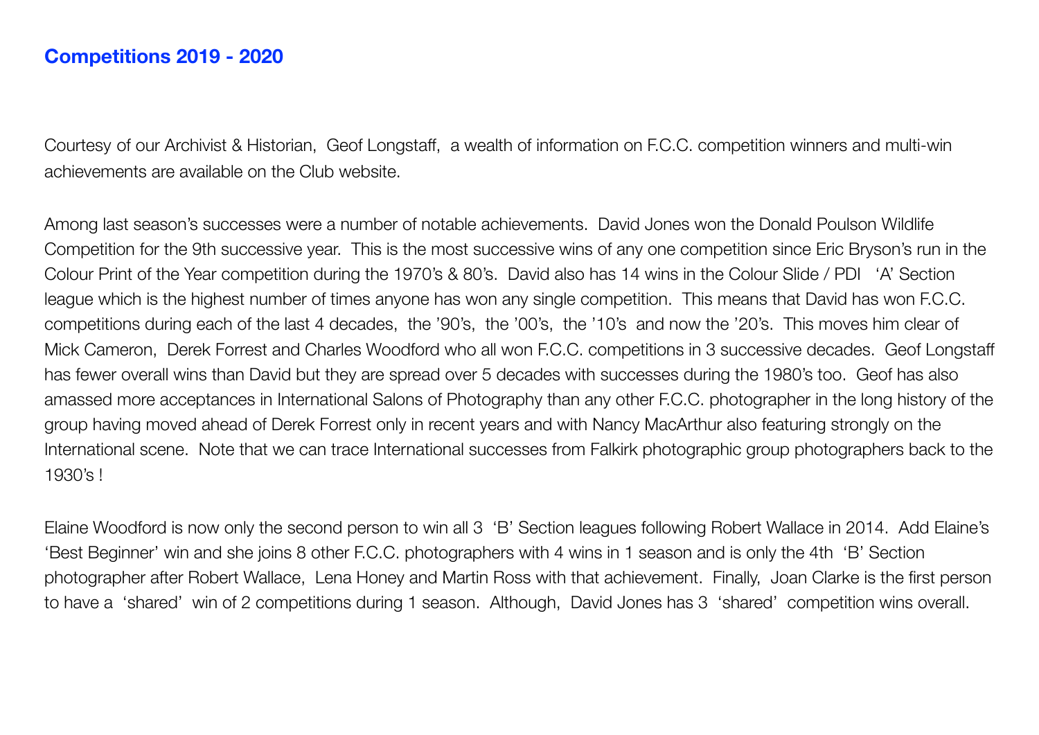## Competitions 2019 - 2020

Courtesy of our Archivist & Historian, Geof Longstaff, a wealth of information on F.C.C. competition winners and multi-win achievements are available on the Club website.

Among last season's successes were a number of notable achievements. David Jones won the Donald Poulson Wildlife Competition for the 9th successive year. This is the most successive wins of any one competition since Eric Bryson's run in the Colour Print of the Year competition during the 1970's & 80's. David also has 14 wins in the Colour Slide / PDI 'A' Section league which is the highest number of times anyone has won any single competition. This means that David has won F.C.C. competitions during each of the last 4 decades, the '90's, the '00's, the '10's and now the '20's. This moves him clear of Mick Cameron, Derek Forrest and Charles Woodford who all won F.C.C. competitions in 3 successive decades. Geof Longstaff has fewer overall wins than David but they are spread over 5 decades with successes during the 1980's too. Geof has also amassed more acceptances in International Salons of Photography than any other F.C.C. photographer in the long history of the group having moved ahead of Derek Forrest only in recent years and with Nancy MacArthur also featuring strongly on the International scene. Note that we can trace International successes from Falkirk photographic group photographers back to the 1930's !

Elaine Woodford is now only the second person to win all 3 'B' Section leagues following Robert Wallace in 2014. Add Elaine's 'Best Beginner' win and she joins 8 other F.C.C. photographers with 4 wins in 1 season and is only the 4th 'B' Section photographer after Robert Wallace, Lena Honey and Martin Ross with that achievement. Finally, Joan Clarke is the first person to have a 'shared' win of 2 competitions during 1 season. Although, David Jones has 3 'shared' competition wins overall.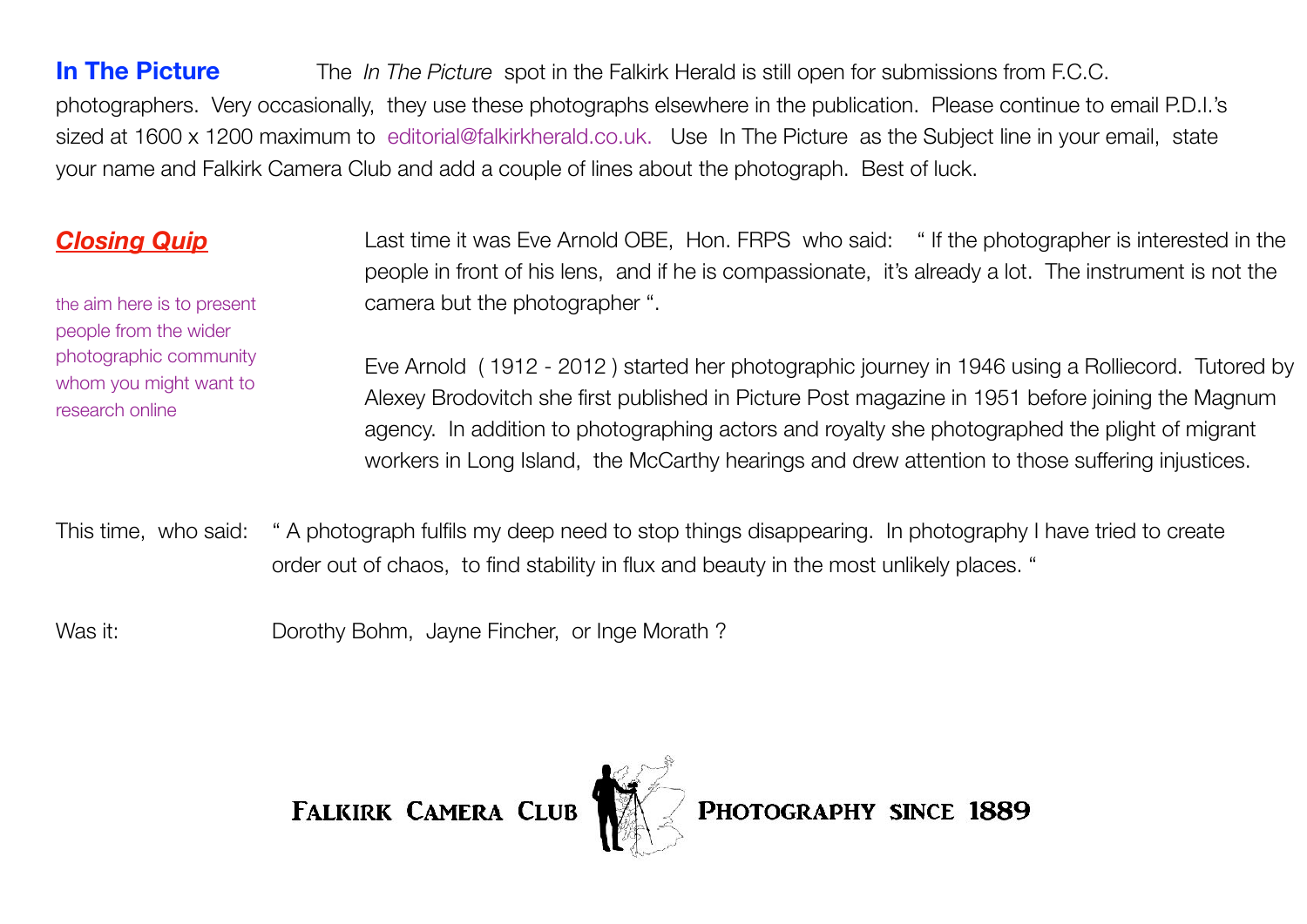**In The Picture** The *In The Picture* spot in the Falkirk Herald is still open for submissions from F.C.C. photographers. Very occasionally, they use these photographs elsewhere in the publication. Please continue to email P.D.I.'s sized at 1600 x 1200 maximum to editorial@falkirkherald.co.uk. Use In The Picture as the Subject line in your email, state your name and Falkirk Camera Club and add a couple of lines about the photograph. Best of luck.

***Closing Quip***

the aim here is to present people from the wider photographic community whom you might want to research online

Last time it was Eve Arnold OBE, Hon. FRPS who said: " If the photographer is interested in the people in front of his lens, and if he is compassionate, it's already a lot. The instrument is not the camera but the photographer ".

Eve Arnold ( 1912 - 2012 ) started her photographic journey in 1946 using a Rolliecord. Tutored by Alexey Brodovitch she first published in Picture Post magazine in 1951 before joining the Magnum agency. In addition to photographing actors and royalty she photographed the plight of migrant workers in Long Island, the McCarthy hearings and drew attention to those suffering injustices.

This time, who said: " A photograph fulfils my deep need to stop things disappearing. In photography I have tried to create order out of chaos, to find stability in flux and beauty in the most unlikely places. "

Was it: Dorothy Bohm, Jayne Fincher, or Inge Morath ?

FALKIRK CAMERA CLUB PHOTOGRAPHY SINCE 1889